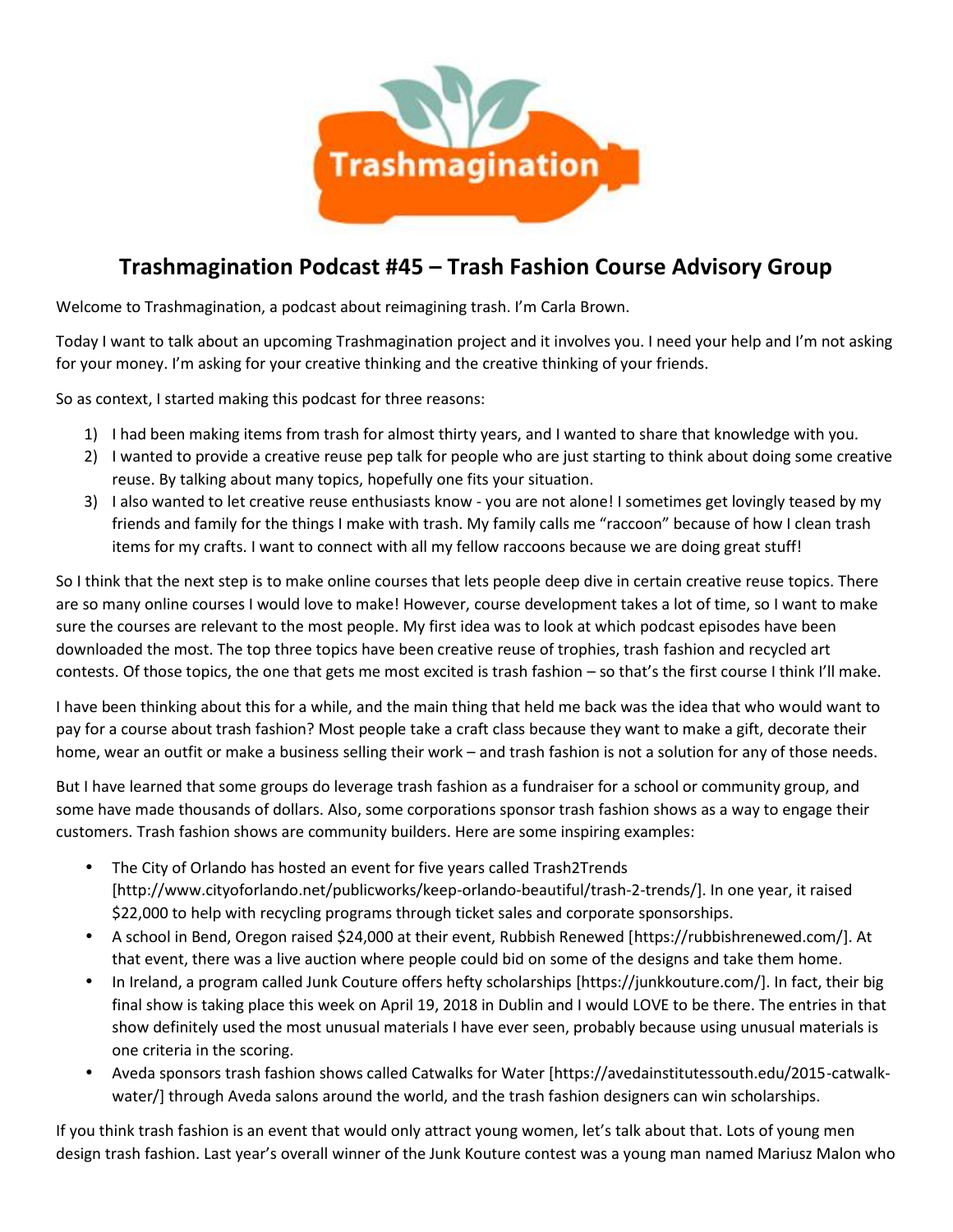# Trashmagination Podcast #45 – Trash Fashion Course Advisory Group

Welcome to Trashmagination, a podcast about reimagining trash. I'm Carla Brown.

Today I want to talk about an upcoming Trashmagination project and it involves you. I need your help and I'm not asking for your money. I'm asking for your creative thinking and the creative thinking of your friends.

So as context, I started making this podcast for three reasons:

1) I had been making items from trash for almost thirty years, and I wanted to share that knowledge with you.
2) I wanted to provide a creative reuse pep talk for people who are just starting to think about doing some creative reuse. By talking about many topics, hopefully one fits your situation.
3) I also wanted to let creative reuse enthusiasts know - you are not alone! I sometimes get lovingly teased by my friends and family for the things I make with trash. My family calls me "raccoon" because of how I clean trash items for my crafts. I want to connect with all my fellow raccoons because we are doing great stuff!

So I think that the next step is to make online courses that lets people deep dive in certain creative reuse topics. There are so many online courses I would love to make! However, course development takes a lot of time, so I want to make sure the courses are relevant to the most people. My first idea was to look at which podcast episodes have been downloaded the most. The top three topics have been creative reuse of trophies, trash fashion and recycled art contests. Of those topics, the one that gets me most excited is trash fashion – so that's the first course I think I'll make.

I have been thinking about this for a while, and the main thing that held me back was the idea that who would want to pay for a course about trash fashion? Most people take a craft class because they want to make a gift, decorate their home, wear an outfit or make a business selling their work – and trash fashion is not a solution for any of those needs.

But I have learned that some groups do leverage trash fashion as a fundraiser for a school or community group, and some have made thousands of dollars. Also, some corporations sponsor trash fashion shows as a way to engage their customers. Trash fashion shows are community builders. Here are some inspiring examples:

- The City of Orlando has hosted an event for five years called Trash2Trends [http://www.cityoforlando.net/publicworks/keep-orlando-beautiful/trash-2-trends/]. In one year, it raised $22,000 to help with recycling programs through ticket sales and corporate sponsorships.
- A school in Bend, Oregon raised $24,000 at their event, Rubbish Renewed [https://rubbishrenewed.com/]. At that event, there was a live auction where people could bid on some of the designs and take them home.
- In Ireland, a program called Junk Couture offers hefty scholarships [https://junkkouture.com/]. In fact, their big final show is taking place this week on April 19, 2018 in Dublin and I would LOVE to be there. The entries in that show definitely used the most unusual materials I have ever seen, probably because using unusual materials is one criteria in the scoring.
- Aveda sponsors trash fashion shows called Catwalks for Water [https://avedainstitutessouth.edu/2015-catwalk-water/] through Aveda salons around the world, and the trash fashion designers can win scholarships.

If you think trash fashion is an event that would only attract young women, let's talk about that. Lots of young men design trash fashion. Last year's overall winner of the Junk Kouture contest was a young man named Mariusz Malon who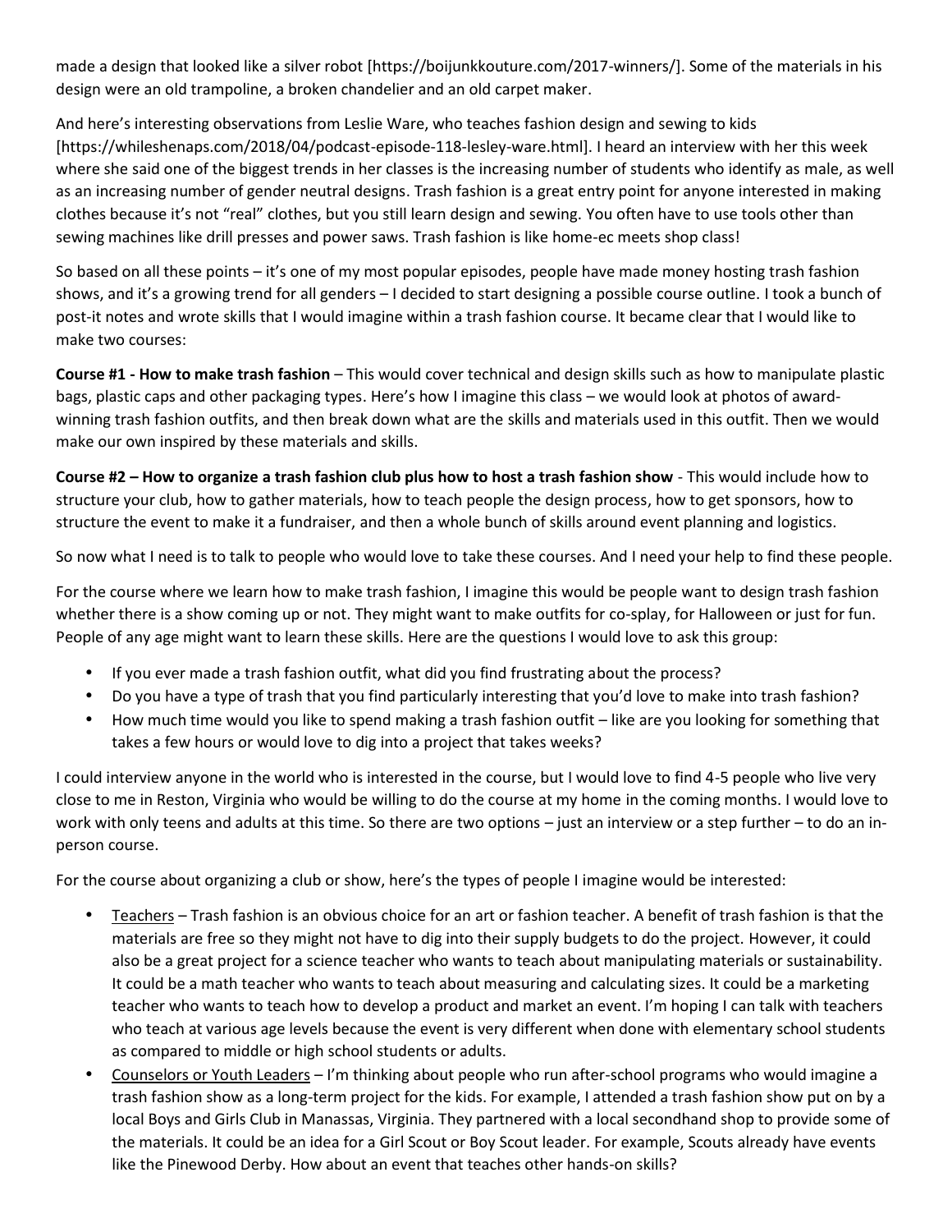made a design that looked like a silver robot [https://boijunkkouture.com/2017-winners/]. Some of the materials in his design were an old trampoline, a broken chandelier and an old carpet maker.

And here's interesting observations from Leslie Ware, who teaches fashion design and sewing to kids [https://whileshenaps.com/2018/04/podcast-episode-118-lesley-ware.html]. I heard an interview with her this week where she said one of the biggest trends in her classes is the increasing number of students who identify as male, as well as an increasing number of gender neutral designs. Trash fashion is a great entry point for anyone interested in making clothes because it's not "real" clothes, but you still learn design and sewing. You often have to use tools other than sewing machines like drill presses and power saws. Trash fashion is like home-ec meets shop class!

So based on all these points – it's one of my most popular episodes, people have made money hosting trash fashion shows, and it's a growing trend for all genders – I decided to start designing a possible course outline. I took a bunch of post-it notes and wrote skills that I would imagine within a trash fashion course. It became clear that I would like to make two courses:

**Course #1 - How to make trash fashion** – This would cover technical and design skills such as how to manipulate plastic bags, plastic caps and other packaging types. Here's how I imagine this class – we would look at photos of award-winning trash fashion outfits, and then break down what are the skills and materials used in this outfit. Then we would make our own inspired by these materials and skills.

**Course #2 – How to organize a trash fashion club plus how to host a trash fashion show** - This would include how to structure your club, how to gather materials, how to teach people the design process, how to get sponsors, how to structure the event to make it a fundraiser, and then a whole bunch of skills around event planning and logistics.

So now what I need is to talk to people who would love to take these courses. And I need your help to find these people.

For the course where we learn how to make trash fashion, I imagine this would be people want to design trash fashion whether there is a show coming up or not. They might want to make outfits for co-splay, for Halloween or just for fun. People of any age might want to learn these skills. Here are the questions I would love to ask this group:

- If you ever made a trash fashion outfit, what did you find frustrating about the process?
- Do you have a type of trash that you find particularly interesting that you'd love to make into trash fashion?
- How much time would you like to spend making a trash fashion outfit – like are you looking for something that takes a few hours or would love to dig into a project that takes weeks?

I could interview anyone in the world who is interested in the course, but I would love to find 4-5 people who live very close to me in Reston, Virginia who would be willing to do the course at my home in the coming months. I would love to work with only teens and adults at this time. So there are two options – just an interview or a step further – to do an in-person course.

For the course about organizing a club or show, here's the types of people I imagine would be interested:

- <u>Teachers</u> – Trash fashion is an obvious choice for an art or fashion teacher. A benefit of trash fashion is that the materials are free so they might not have to dig into their supply budgets to do the project. However, it could also be a great project for a science teacher who wants to teach about manipulating materials or sustainability. It could be a math teacher who wants to teach about measuring and calculating sizes. It could be a marketing teacher who wants to teach how to develop a product and market an event. I'm hoping I can talk with teachers who teach at various age levels because the event is very different when done with elementary school students as compared to middle or high school students or adults.
- <u>Counselors or Youth Leaders</u> – I'm thinking about people who run after-school programs who would imagine a trash fashion show as a long-term project for the kids. For example, I attended a trash fashion show put on by a local Boys and Girls Club in Manassas, Virginia. They partnered with a local secondhand shop to provide some of the materials. It could be an idea for a Girl Scout or Boy Scout leader. For example, Scouts already have events like the Pinewood Derby. How about an event that teaches other hands-on skills?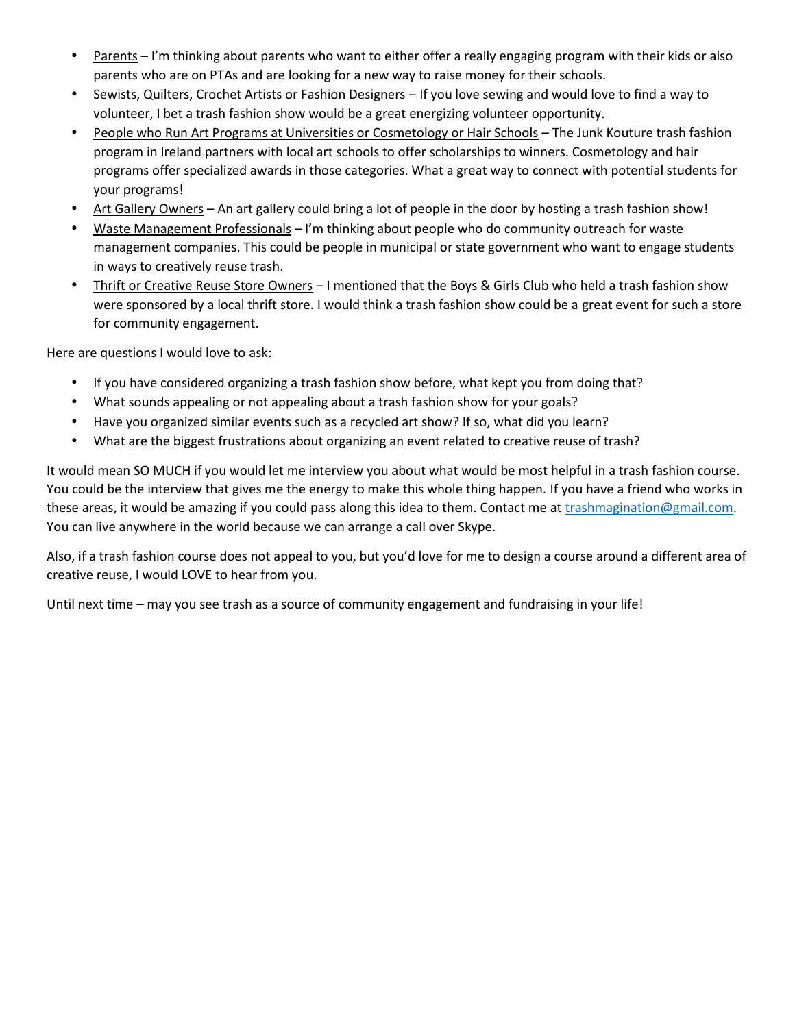- <u>Parents</u> – I'm thinking about parents who want to either offer a really engaging program with their kids or also parents who are on PTAs and are looking for a new way to raise money for their schools.
- <u>Sewists, Quilters, Crochet Artists or Fashion Designers</u> – If you love sewing and would love to find a way to volunteer, I bet a trash fashion show would be a great energizing volunteer opportunity.
- <u>People who Run Art Programs at Universities or Cosmetology or Hair Schools</u> – The Junk Kouture trash fashion program in Ireland partners with local art schools to offer scholarships to winners. Cosmetology and hair programs offer specialized awards in those categories. What a great way to connect with potential students for your programs!
- <u>Art Gallery Owners</u> – An art gallery could bring a lot of people in the door by hosting a trash fashion show!
- <u>Waste Management Professionals</u> – I'm thinking about people who do community outreach for waste management companies. This could be people in municipal or state government who want to engage students in ways to creatively reuse trash.
- <u>Thrift or Creative Reuse Store Owners</u> – I mentioned that the Boys & Girls Club who held a trash fashion show were sponsored by a local thrift store. I would think a trash fashion show could be a great event for such a store for community engagement.

Here are questions I would love to ask:

- If you have considered organizing a trash fashion show before, what kept you from doing that?
- What sounds appealing or not appealing about a trash fashion show for your goals?
- Have you organized similar events such as a recycled art show? If so, what did you learn?
- What are the biggest frustrations about organizing an event related to creative reuse of trash?

It would mean SO MUCH if you would let me interview you about what would be most helpful in a trash fashion course. You could be the interview that gives me the energy to make this whole thing happen. If you have a friend who works in these areas, it would be amazing if you could pass along this idea to them. Contact me at [trashmagination@gmail.com](mailto:trashmagination@gmail.com). You can live anywhere in the world because we can arrange a call over Skype.

Also, if a trash fashion course does not appeal to you, but you'd love for me to design a course around a different area of creative reuse, I would LOVE to hear from you.

Until next time – may you see trash as a source of community engagement and fundraising in your life!